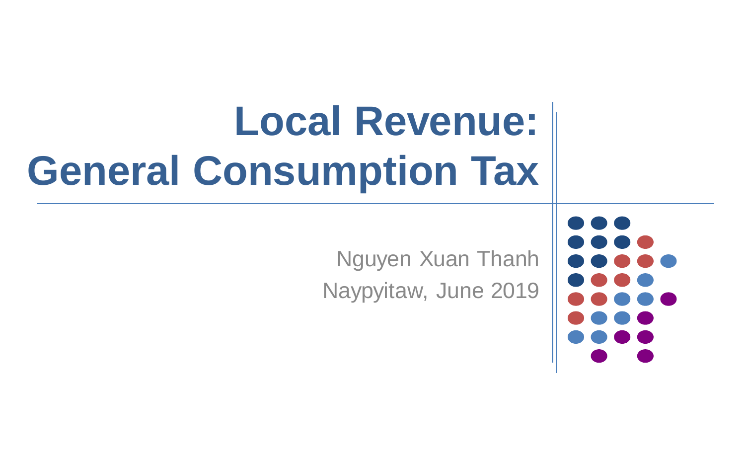# Local Revenue: General Consumption Tax

Nguyen Xuan Thanh

Naypyitaw, June 2019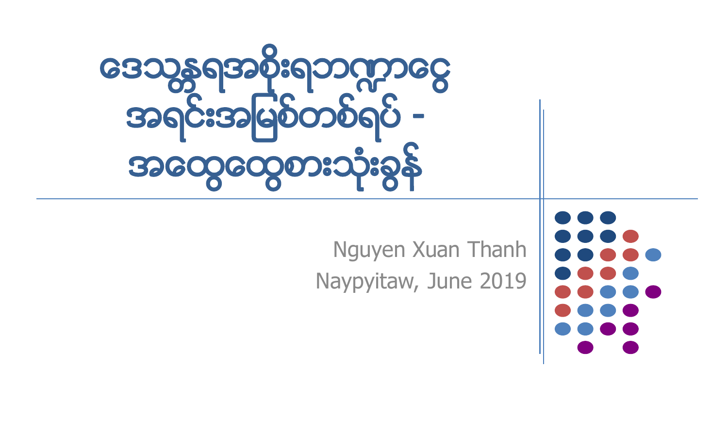# ဒေသန္တရအစိုးရဘဏ္ဍာငွေ အရင်းအမြစ်တစ်ရပ် - အထွေထွေစားသုံးခွန်

Nguyen Xuan Thanh

Naypyitaw, June 2019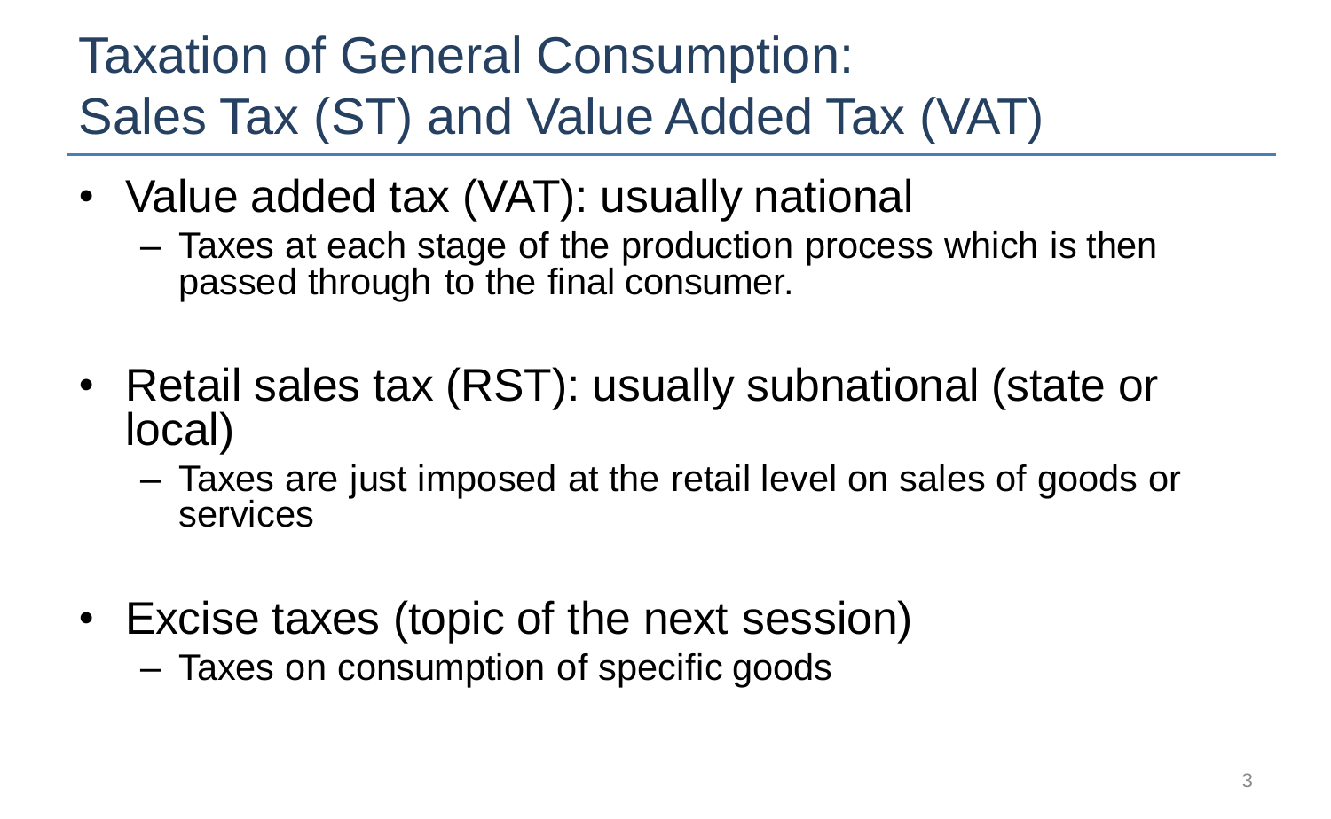# Taxation of General Consumption: Sales Tax (ST) and Value Added Tax (VAT)

- Value added tax (VAT): usually national
  - Taxes at each stage of the production process which is then passed through to the final consumer.

- Retail sales tax (RST): usually subnational (state or local)
  - Taxes are just imposed at the retail level on sales of goods or services

- Excise taxes (topic of the next session)
  - Taxes on consumption of specific goods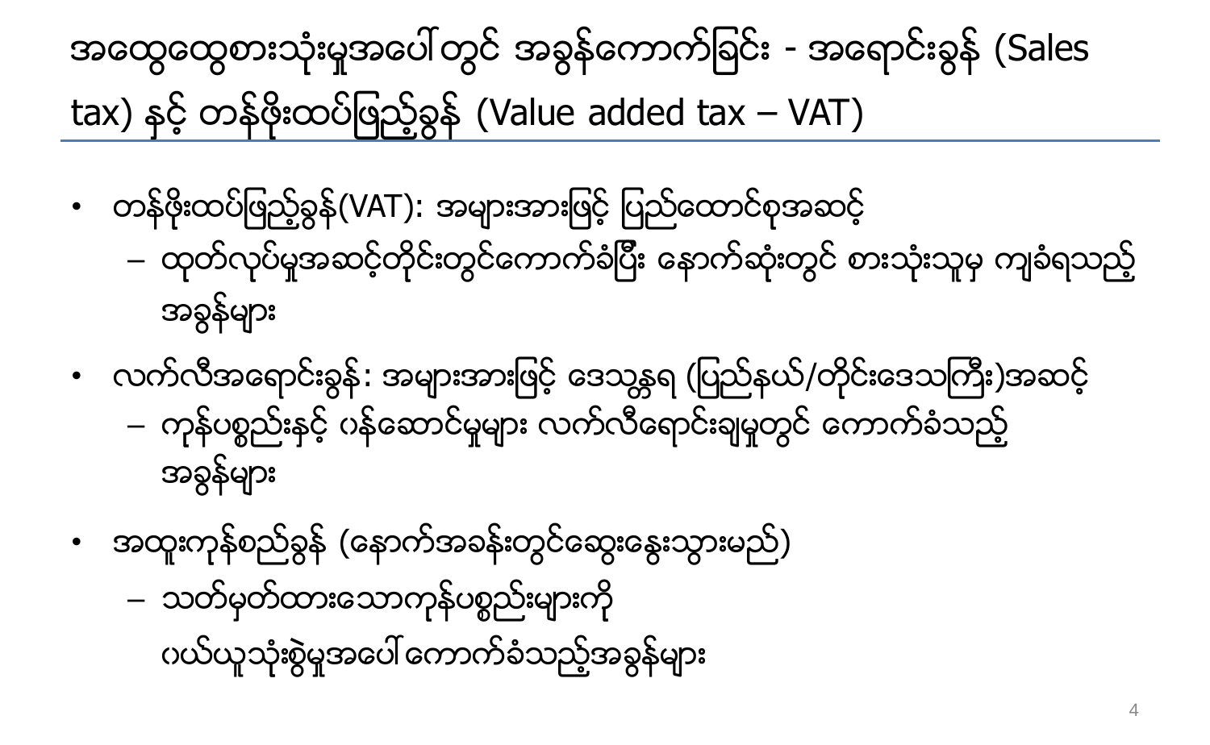# အထွေထွေစားသုံးမှုအပေါ်တွင် အခွန်ကောက်ခြင်း - အရောင်းခွန် (Sales tax) နှင့် တန်ဖိုးထပ်ဖြည့်ခွန် (Value added tax – VAT)

- တန်ဖိုးထပ်ဖြည့်ခွန်(VAT): အများအားဖြင့် ပြည်ထောင်စုအဆင့်
  - ထုတ်လုပ်မှုအဆင့်တိုင်းတွင်ကောက်ခံပြီး နောက်ဆုံးတွင် စားသုံးသူမှ ကျခံရသည့် အခွန်များ
- လက်လီအရောင်းခွန်: အများအားဖြင့် ဒေသန္တရ (ပြည်နယ်/တိုင်းဒေသကြီး)အဆင့်
  - ကုန်ပစ္စည်းနှင့် ဝန်ဆောင်မှုများ လက်လီရောင်းချမှုတွင် ကောက်ခံသည့် အခွန်များ
- အထူးကုန်စည်ခွန် (နောက်အခန်းတွင်ဆွေးနွေးသွားမည်)
  - သတ်မှတ်ထားသောကုန်ပစ္စည်းများကို ဝယ်ယူသုံးစွဲမှုအပေါ်ကောက်ခံသည့်အခွန်များ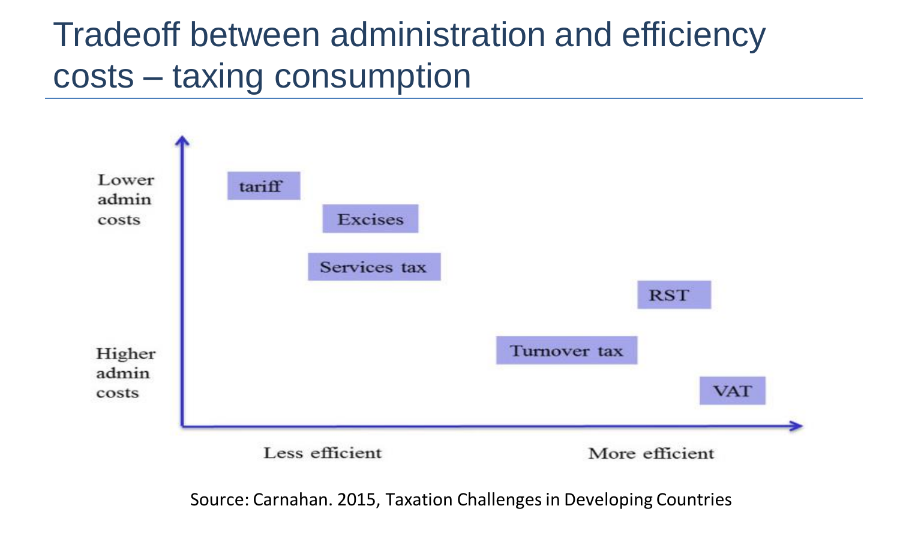# Tradeoff between administration and efficiency costs – taxing consumption

Lower admin costs

Higher admin costs

tariff

Excises

Services tax

RST

Turnover tax

VAT

Less efficient

More efficient

Source: Carnahan. 2015, Taxation Challenges in Developing Countries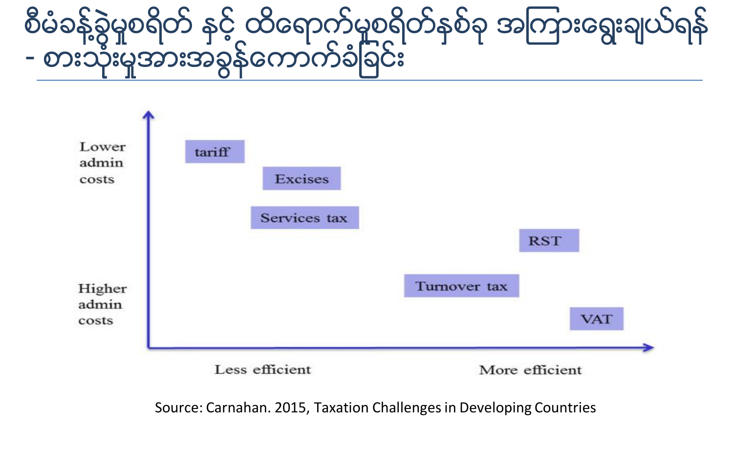# စီမံခန့်ခွဲမှုစရိတ် နှင့် ထိရောက်မှုစရိတ်နှစ်ခု အကြားရွေးချယ်ရန် - စားသုံးမှုအားအခွန်ကောက်ခံခြင်း

Lower admin costs

Higher admin costs

tariff

Excises

Services tax

RST

Turnover tax

VAT

Less efficient

More efficient

Source: Carnahan. 2015, Taxation Challenges in Developing Countries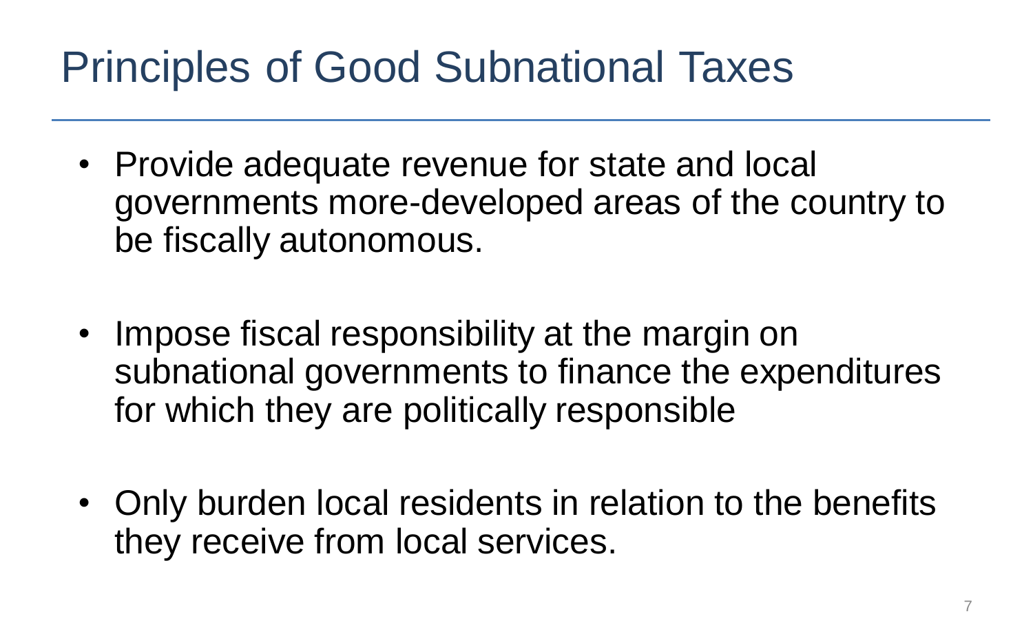# Principles of Good Subnational Taxes

- Provide adequate revenue for state and local governments more-developed areas of the country to be fiscally autonomous.
- Impose fiscal responsibility at the margin on subnational governments to finance the expenditures for which they are politically responsible
- Only burden local residents in relation to the benefits they receive from local services.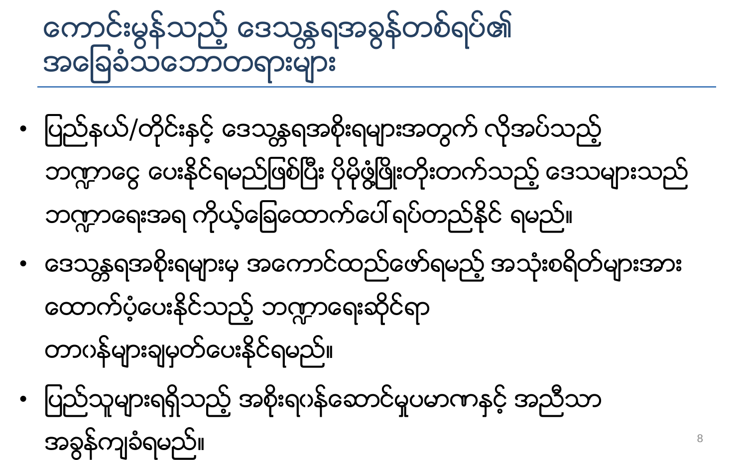# ကောင်းမွန်သည့် ဒေသန္တရအခွန်တစ်ရပ်၏ အခြေခံသဘောတရားများ

- ပြည်နယ်/တိုင်းနှင့် ဒေသန္တရအစိုးရများအတွက် လိုအပ်သည့် ဘဏ္ဍာငွေ ပေးနိုင်ရမည်ဖြစ်ပြီး ပိုမိုဖွံ့ဖြိုးတိုးတက်သည့် ဒေသများသည် ဘဏ္ဍာရေးအရ ကိုယ့်ခြေထောက်ပေါ် ရပ်တည်နိုင် ရမည်။
- ဒေသန္တရအစိုးရများမှ အကောင်ထည်ဖော်ရမည့် အသုံးစရိတ်များအား ထောက်ပံ့ပေးနိုင်သည့် ဘဏ္ဍာရေးဆိုင်ရာ တာဝန်များချမှတ်ပေးနိုင်ရမည်။
- ပြည်သူများရရှိသည့် အစိုးရဝန်ဆောင်မှုပမာဏနှင့် အညီသာ အခွန်ကျခံရမည်။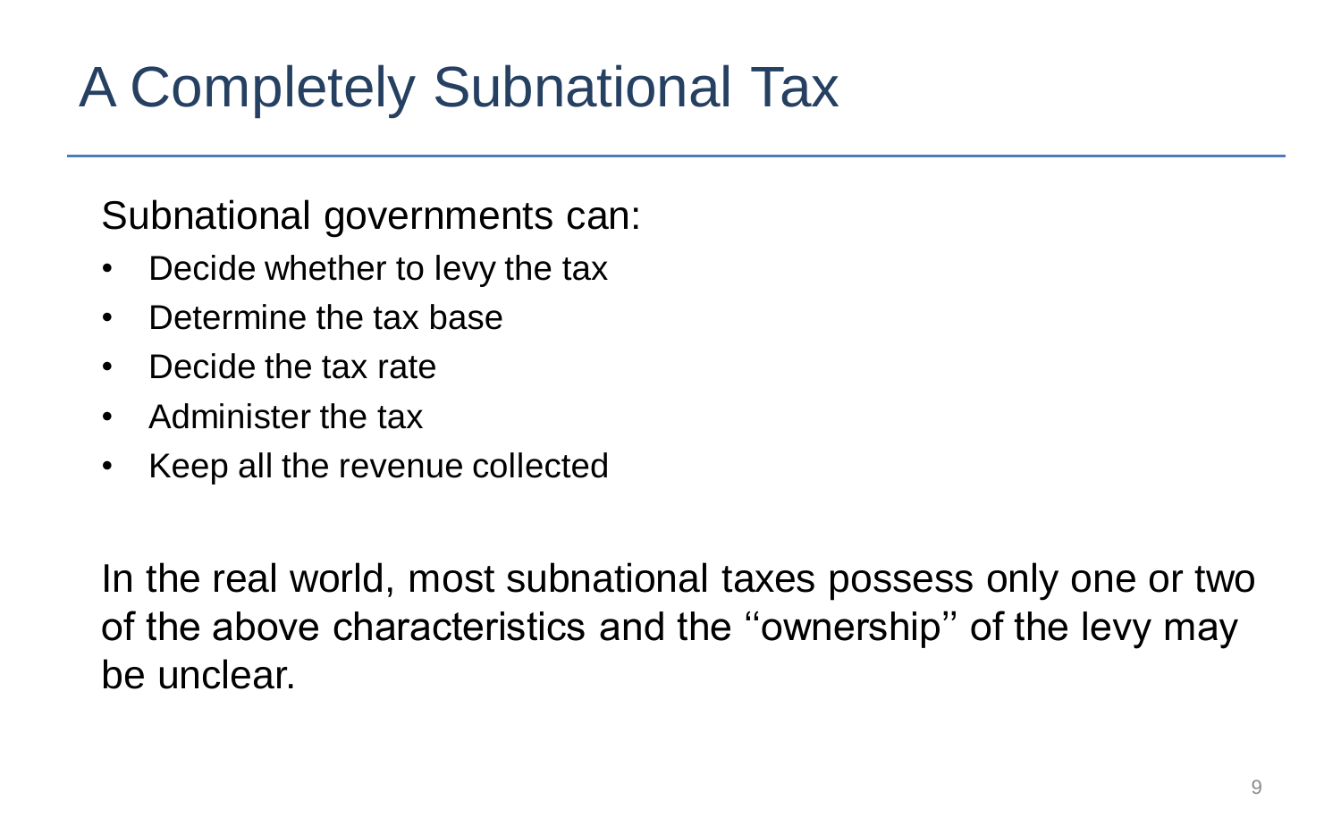# A Completely Subnational Tax

Subnational governments can:

- Decide whether to levy the tax
- Determine the tax base
- Decide the tax rate
- Administer the tax
- Keep all the revenue collected

In the real world, most subnational taxes possess only one or two of the above characteristics and the ''ownership'' of the levy may be unclear.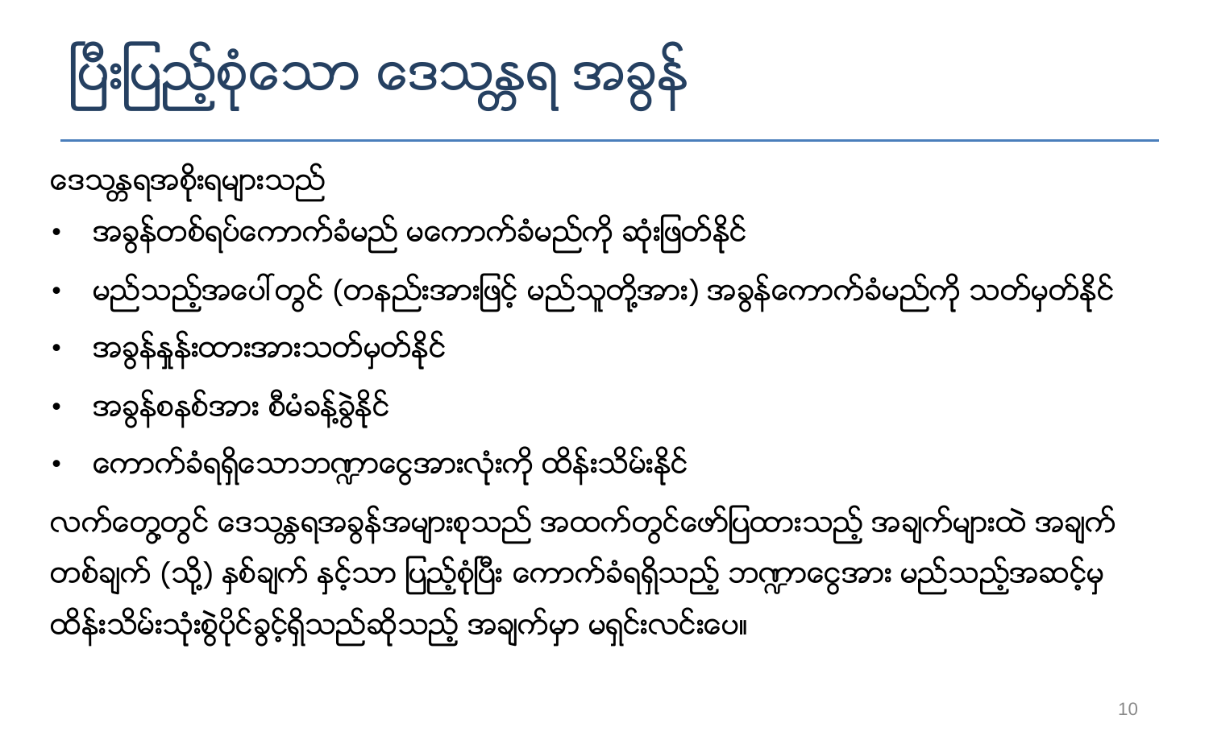# ပြီးပြည့်စုံသော ဒေသန္တရ အခွန်

ဒေသန္တရအစိုးရများသည်

- အခွန်တစ်ရပ်ကောက်ခံမည် မကောက်ခံမည်ကို ဆုံးဖြတ်နိုင်
- မည်သည့်အပေါ်တွင် (တနည်းအားဖြင့် မည်သူတို့အား) အခွန်ကောက်ခံမည်ကို သတ်မှတ်နိုင်
- အခွန်နှုန်းထားအားသတ်မှတ်နိုင်
- အခွန်စနစ်အား စီမံခန့်ခွဲနိုင်
- ကောက်ခံရရှိသောဘဏ္ဍာငွေအားလုံးကို ထိန်းသိမ်းနိုင်

လက်တွေ့တွင် ဒေသန္တရအခွန်အများစုသည် အထက်တွင်ဖော်ပြထားသည့် အချက်များထဲ အချက်တစ်ချက် (သို့) နှစ်ချက် နှင့်သာ ပြည့်စုံပြီး ကောက်ခံရရှိသည့် ဘဏ္ဍာငွေအား မည်သည့်အဆင့်မှ ထိန်းသိမ်းသုံးစွဲပိုင်ခွင့်ရှိသည်ဆိုသည့် အချက်မှာ မရှင်းလင်းပေ။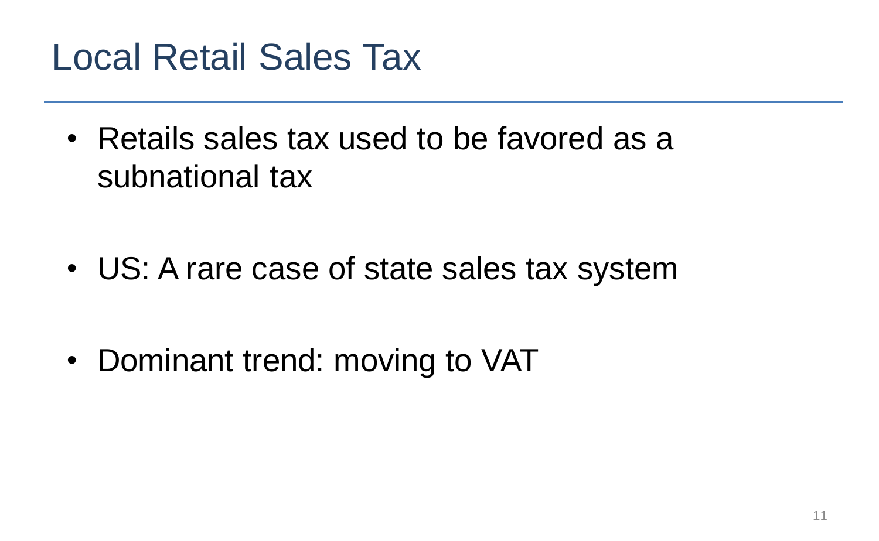# Local Retail Sales Tax

- Retails sales tax used to be favored as a subnational tax

- US: A rare case of state sales tax system

- Dominant trend: moving to VAT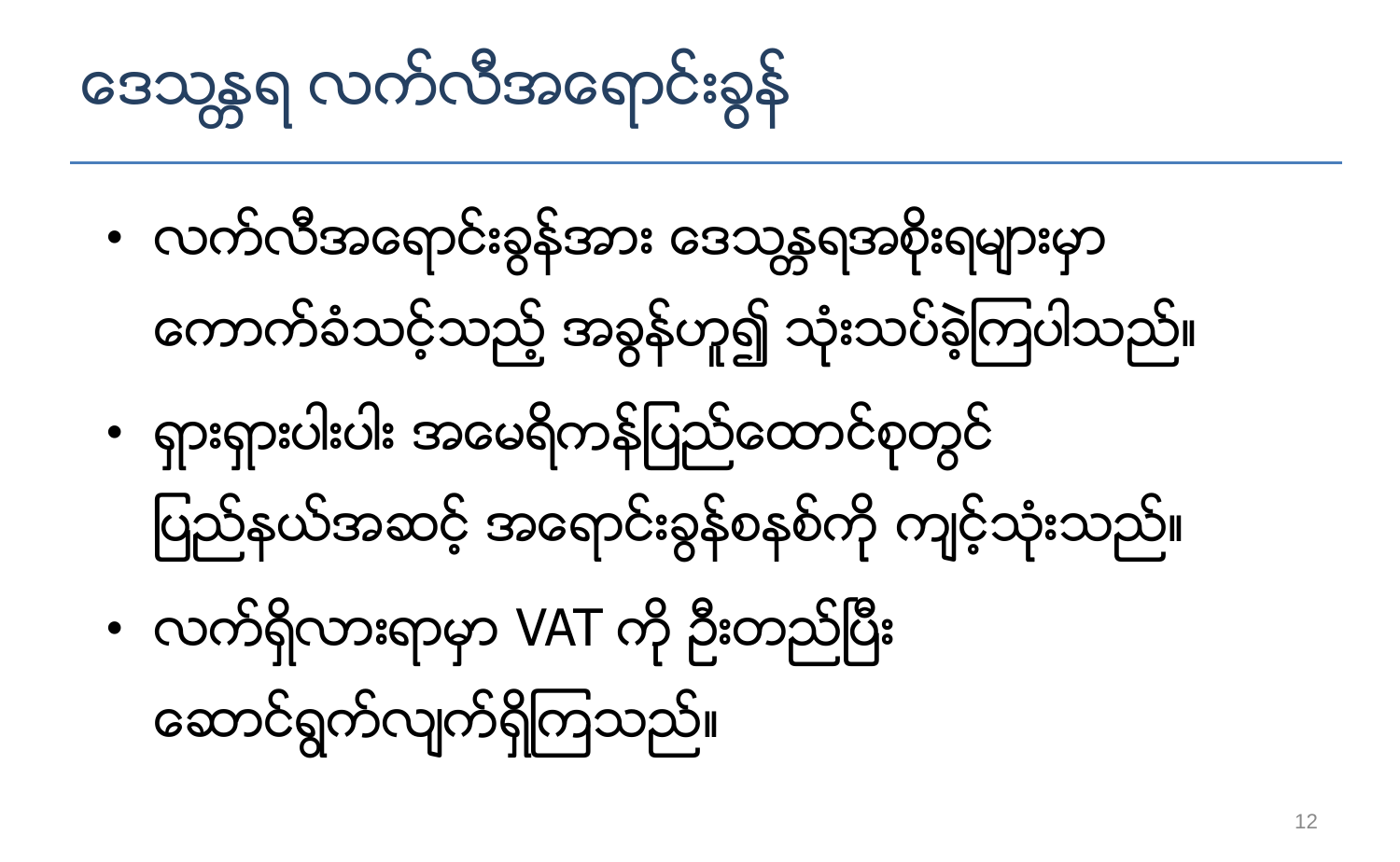# ဒေသန္တရ လက်လီအရောင်းခွန်

- လက်လီအရောင်းခွန်အား ဒေသန္တရအစိုးရများမှာ ကောက်ခံသင့်သည့် အခွန်ဟူ၍ သုံးသပ်ခဲ့ကြပါသည်။
- ရှားရှားပါးပါး အမေရိကန်ပြည်ထောင်စုတွင် ပြည်နယ်အဆင့် အရောင်းခွန်စနစ်ကို ကျင့်သုံးသည်။
- လက်ရှိလားရာမှာ VAT ကို ဦးတည်ပြီး ဆောင်ရွက်လျက်ရှိကြသည်။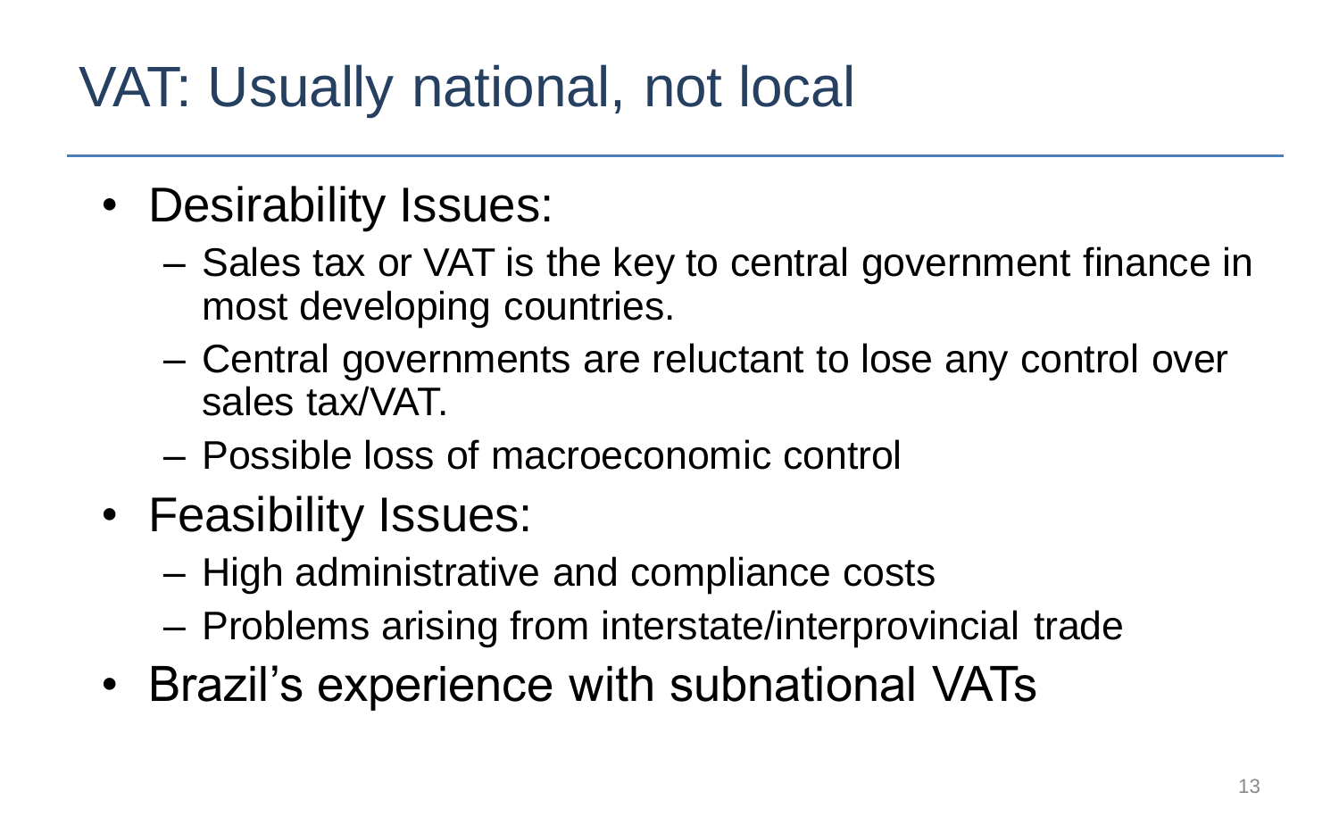# VAT: Usually national, not local

- Desirability Issues:
  - Sales tax or VAT is the key to central government finance in most developing countries.
  - Central governments are reluctant to lose any control over sales tax/VAT.
  - Possible loss of macroeconomic control
- Feasibility Issues:
  - High administrative and compliance costs
  - Problems arising from interstate/interprovincial trade
- Brazil's experience with subnational VATs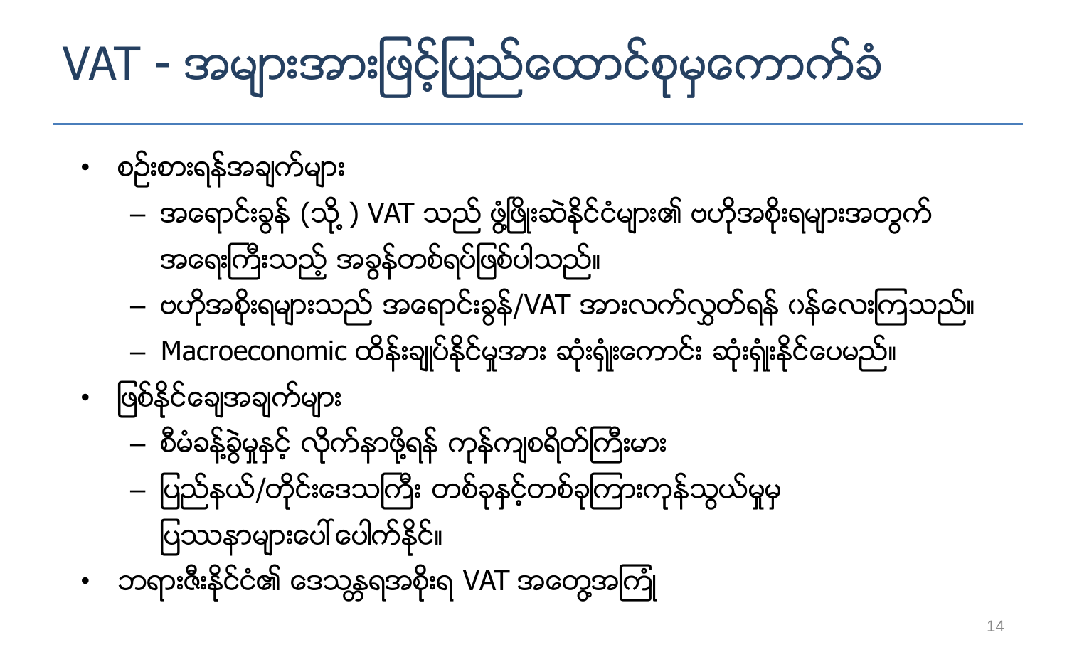# VAT - အများအားဖြင့်ပြည်ထောင်စုမှကောက်ခံ

- စဉ်းစားရန်အချက်များ
  - အရောင်းခွန် (သို့ ) VAT သည် ဖွံ့ဖြိုးဆဲနိုင်ငံများ၏ ဗဟိုအစိုးရများအတွက် အရေးကြီးသည့် အခွန်တစ်ရပ်ဖြစ်ပါသည်။
  - ဗဟိုအစိုးရများသည် အရောင်းခွန်/VAT အားလက်လွှတ်ရန် ဂန်လေးကြသည်။
  - Macroeconomic ထိန်းချုပ်နိုင်မှုအား ဆုံးရှုံးကောင်း ဆုံးရှုံးနိုင်ပေမည်။
- ဖြစ်နိုင်ချေအချက်များ
  - စီမံခန့်ခွဲမှုနှင့် လိုက်နာဖို့ရန် ကုန်ကျစရိတ်ကြီးမား
  - ပြည်နယ်/တိုင်းဒေသကြီး တစ်ခုနှင့်တစ်ခုကြားကုန်သွယ်မှုမှ ပြဿနာများပေါ်ပေါက်နိုင်။
- ဘရားဇီးနိုင်ငံ၏ ဒေသန္တရအစိုးရ VAT အတွေ့အကြုံ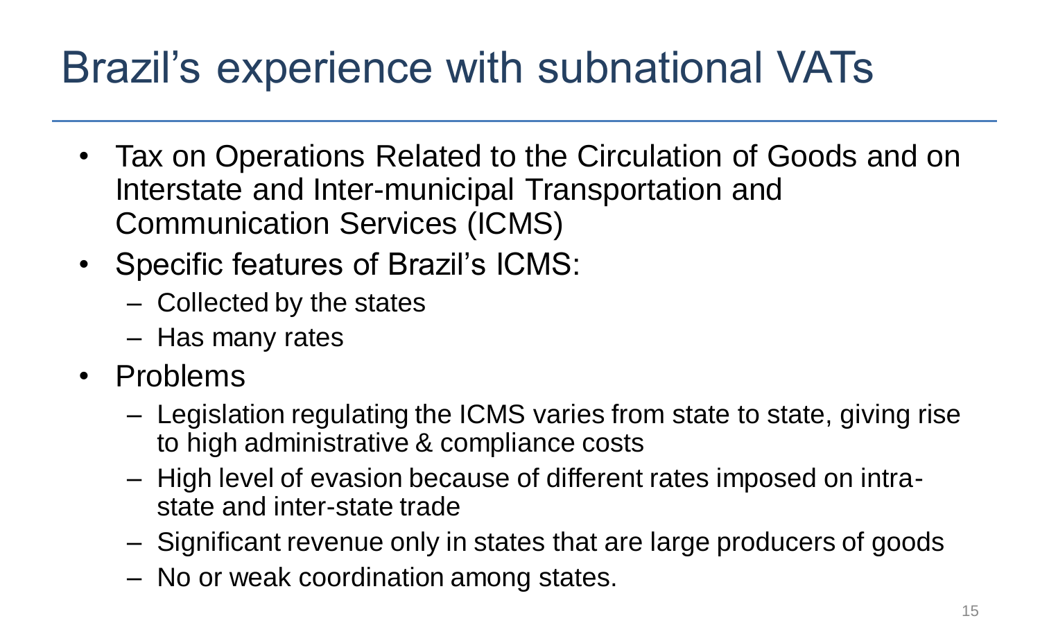# Brazil's experience with subnational VATs

- Tax on Operations Related to the Circulation of Goods and on Interstate and Inter-municipal Transportation and Communication Services (ICMS)
- Specific features of Brazil's ICMS:
  - Collected by the states
  - Has many rates
- Problems
  - Legislation regulating the ICMS varies from state to state, giving rise to high administrative & compliance costs
  - High level of evasion because of different rates imposed on intra-state and inter-state trade
  - Significant revenue only in states that are large producers of goods
  - No or weak coordination among states.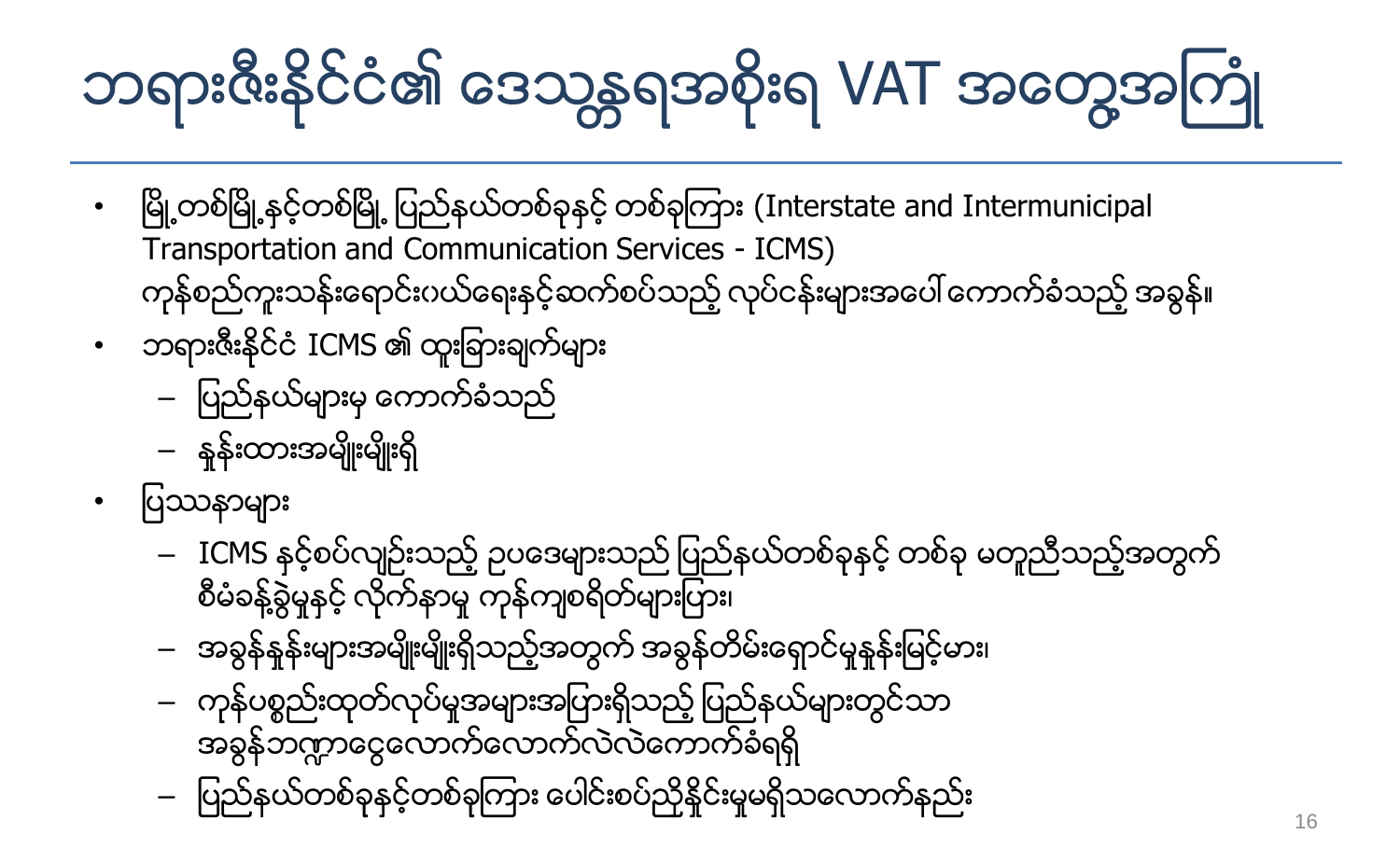# ဘရားဇီးနိုင်ငံ၏ ဒေသန္တရအစိုးရ VAT အတွေ့အကြုံ

- မြို့တစ်မြို့နှင့်တစ်မြို့ ပြည်နယ်တစ်ခုနှင့် တစ်ခုကြား (Interstate and Intermunicipal Transportation and Communication Services - ICMS) ကုန်စည်ကူးသန်းရောင်းဝယ်ရေးနှင့်ဆက်စပ်သည့် လုပ်ငန်းများအပေါ် ကောက်ခံသည့် အခွန်။
- ဘရားဇီးနိုင်ငံ ICMS ၏ ထူးခြားချက်များ
  - ပြည်နယ်များမှ ကောက်ခံသည်
  - နှုန်းထားအမျိုးမျိုးရှိ
- ပြဿနာများ
  - ICMS နှင့်စပ်လျဉ်းသည့် ဥပဒေများသည် ပြည်နယ်တစ်ခုနှင့် တစ်ခု မတူညီသည့်အတွက် စီမံခန့်ခွဲမှုနှင့် လိုက်နာမှု ကုန်ကျစရိတ်များပြား၊
  - အခွန်နှုန်းများအမျိုးမျိုးရှိသည့်အတွက် အခွန်တိမ်းရှောင်မှုနှုန်းမြင့်မား၊
  - ကုန်ပစ္စည်းထုတ်လုပ်မှုအများအပြားရှိသည့် ပြည်နယ်များတွင်သာ အခွန်ဘဏ္ဍာငွေလောက်လောက်လဲလဲကောက်ခံရရှိ
  - ပြည်နယ်တစ်ခုနှင့်တစ်ခုကြား ပေါင်းစပ်ညှိနှိုင်းမှုမရှိသလောက်နည်း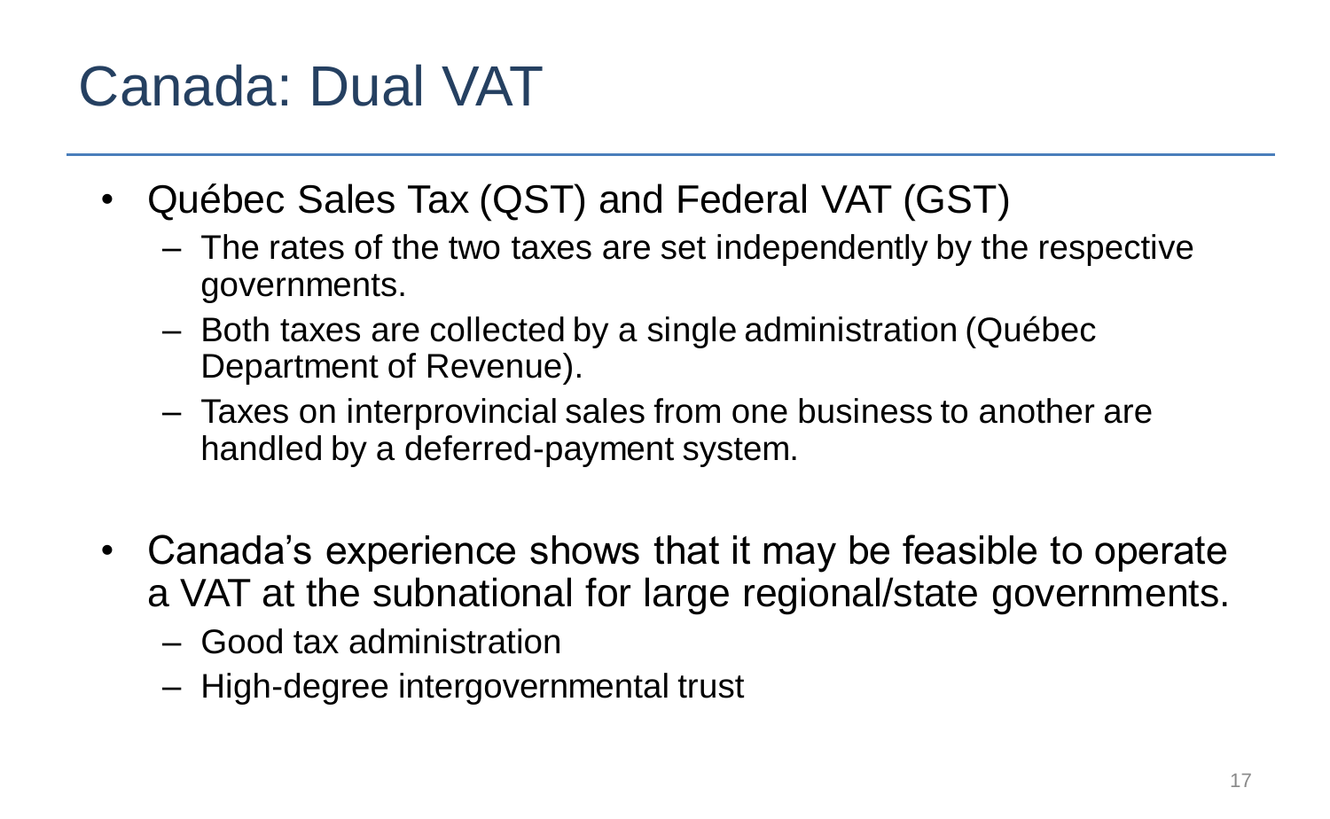# Canada: Dual VAT

- Québec Sales Tax (QST) and Federal VAT (GST)
  - The rates of the two taxes are set independently by the respective governments.
  - Both taxes are collected by a single administration (Québec Department of Revenue).
  - Taxes on interprovincial sales from one business to another are handled by a deferred-payment system.

- Canada's experience shows that it may be feasible to operate a VAT at the subnational for large regional/state governments.
  - Good tax administration
  - High-degree intergovernmental trust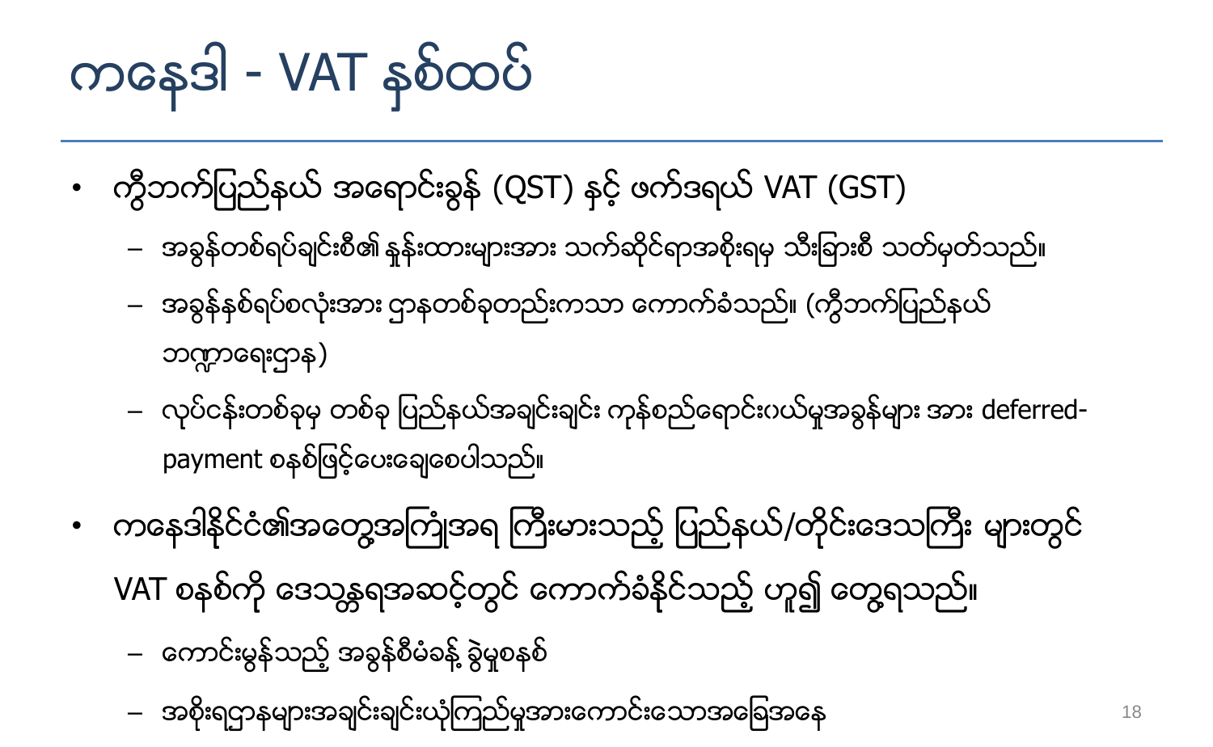# ကနေဒါ - VAT နှစ်ထပ်

- ကွီဘက်ပြည်နယ် အရောင်းခွန် (QST) နှင့် ဖက်ဒရယ် VAT (GST)
  - အခွန်တစ်ရပ်ချင်းစီ၏ နှုန်းထားများအား သက်ဆိုင်ရာအစိုးရမှ သီးခြားစီ သတ်မှတ်သည်။
  - အခွန်နှစ်ရပ်စလုံးအား ဌာနတစ်ခုတည်းကသာ ကောက်ခံသည်။ (ကွီဘက်ပြည်နယ် ဘဏ္ဍာရေးဌာန)
  - လုပ်ငန်းတစ်ခုမှ တစ်ခု ပြည်နယ်အချင်းချင်း ကုန်စည်ရောင်းဝယ်မှုအခွန်များ အား deferred-payment စနစ်ဖြင့်ပေးချေစေပါသည်။
- ကနေဒါနိုင်ငံ၏အတွေ့အကြုံအရ ကြီးမားသည့် ပြည်နယ်/တိုင်းဒေသကြီး များတွင် VAT စနစ်ကို ဒေသန္တရအဆင့်တွင် ကောက်ခံနိုင်သည့် ဟူ၍ တွေ့ရသည်။
  - ကောင်းမွန်သည့် အခွန်စီမံခန့် ခွဲမှုစနစ်
  - အစိုးရဌာနများအချင်းချင်းယုံကြည်မှုအားကောင်းသောအခြေအနေ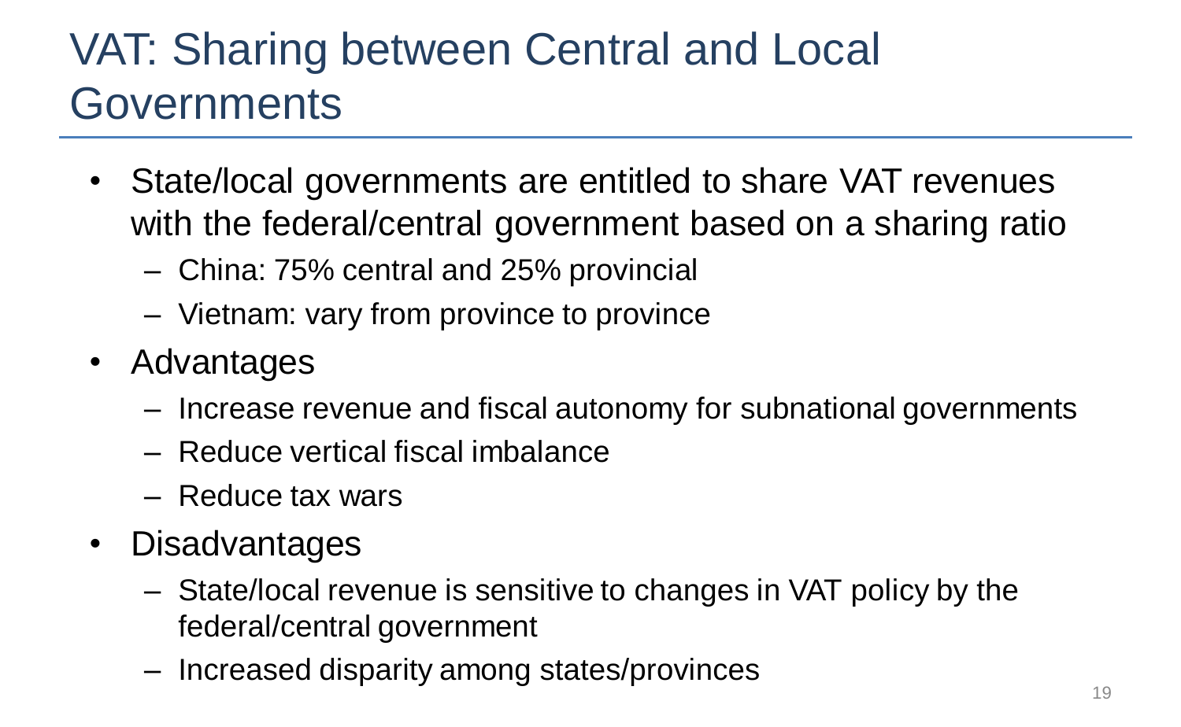# VAT: Sharing between Central and Local Governments

- State/local governments are entitled to share VAT revenues with the federal/central government based on a sharing ratio
  - China: 75% central and 25% provincial
  - Vietnam: vary from province to province
- Advantages
  - Increase revenue and fiscal autonomy for subnational governments
  - Reduce vertical fiscal imbalance
  - Reduce tax wars
- Disadvantages
  - State/local revenue is sensitive to changes in VAT policy by the federal/central government
  - Increased disparity among states/provinces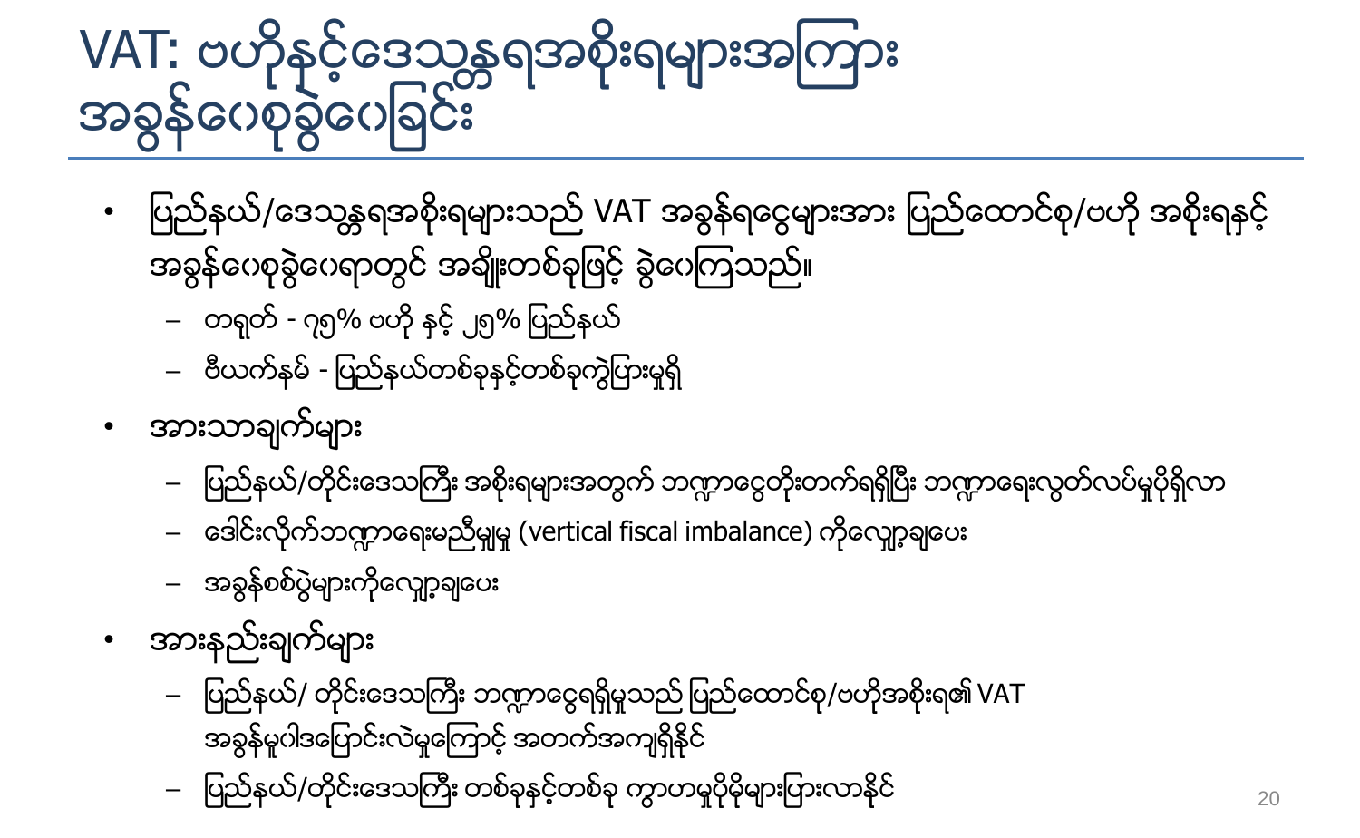# VAT: ဗဟိုနှင့်ဒေသန္တရအစိုးရများအကြား အခွန်ဝေစုခွဲဝေခြင်း

- ပြည်နယ်/ဒေသန္တရအစိုးရများသည် VAT အခွန်ရငွေများအား ပြည်ထောင်စု/ဗဟို အစိုးရနှင့် အခွန်ဝေစုခွဲဝေရာတွင် အချိုးတစ်ခုဖြင့် ခွဲဝေကြသည်။
  - တရုတ် - ၇၅% ဗဟို နှင့် ၂၅% ပြည်နယ်
  - ဗီယက်နမ် - ပြည်နယ်တစ်ခုနှင့်တစ်ခုကွဲပြားမှုရှိ
- အားသာချက်များ
  - ပြည်နယ်/တိုင်းဒေသကြီး အစိုးရများအတွက် ဘဏ္ဍာငွေတိုးတက်ရရှိပြီး ဘဏ္ဍာရေးလွတ်လပ်မှုပိုရှိလာ
  - ဒေါင်းလိုက်ဘဏ္ဍာရေးမညီမျှမှု (vertical fiscal imbalance) ကိုလျှော့ချပေး
  - အခွန်စစ်ပွဲများကိုလျှော့ချပေး
- အားနည်းချက်များ
  - ပြည်နယ်/ တိုင်းဒေသကြီး ဘဏ္ဍာငွေရရှိမှုသည် ပြည်ထောင်စု/ဗဟိုအစိုးရ၏ VAT အခွန်မူဝါဒပြောင်းလဲမှုကြောင့် အတက်အကျရှိနိုင်
  - ပြည်နယ်/တိုင်းဒေသကြီး တစ်ခုနှင့်တစ်ခု ကွာဟမှုပိုမိုများပြားလာနိုင်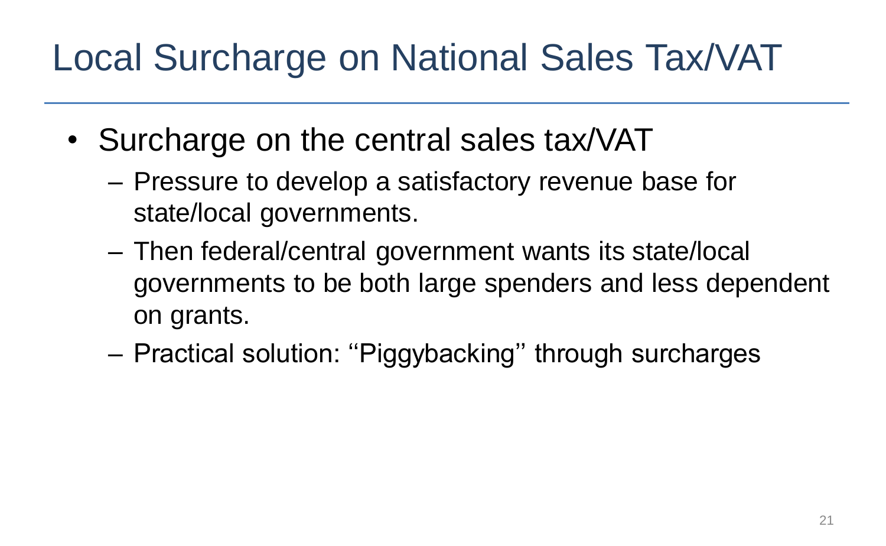# Local Surcharge on National Sales Tax/VAT

- Surcharge on the central sales tax/VAT
  - Pressure to develop a satisfactory revenue base for state/local governments.
  - Then federal/central government wants its state/local governments to be both large spenders and less dependent on grants.
  - Practical solution: ‘‘Piggybacking’’ through surcharges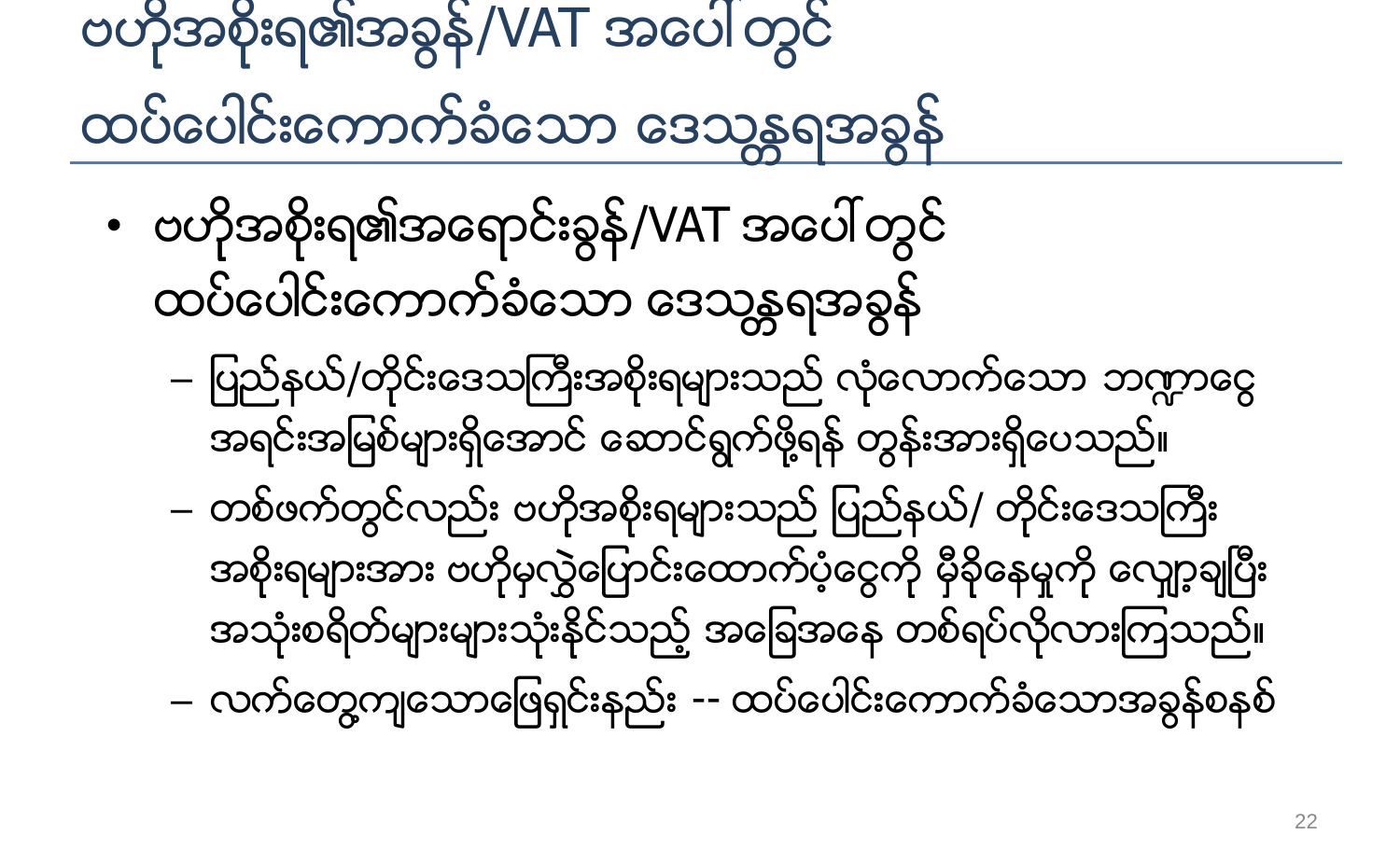# ဗဟိုအစိုးရ၏အခွန်/VAT အပေါ်တွင် ထပ်ပေါင်းကောက်ခံသော ဒေသန္တရအခွန်

- ဗဟိုအစိုးရ၏အရောင်းခွန်/VAT အပေါ်တွင် ထပ်ပေါင်းကောက်ခံသော ဒေသန္တရအခွန်
  - ပြည်နယ်/တိုင်းဒေသကြီးအစိုးရများသည် လုံလောက်သော ဘဏ္ဍာငွေ အရင်းအမြစ်များရှိအောင် ဆောင်ရွက်ဖို့ရန် တွန်းအားရှိပေသည်။
  - တစ်ဖက်တွင်လည်း ဗဟိုအစိုးရများသည် ပြည်နယ်/ တိုင်းဒေသကြီး အစိုးရများအား ဗဟိုမှလွှဲပြောင်းထောက်ပံ့ငွေကို မှီခိုနေမှုကို လျှော့ချပြီး အသုံးစရိတ်များများသုံးနိုင်သည့် အခြေအနေ တစ်ရပ်လိုလားကြသည်။
  - လက်တွေ့ကျသောဖြေရှင်းနည်း -- ထပ်ပေါင်းကောက်ခံသောအခွန်စနစ်